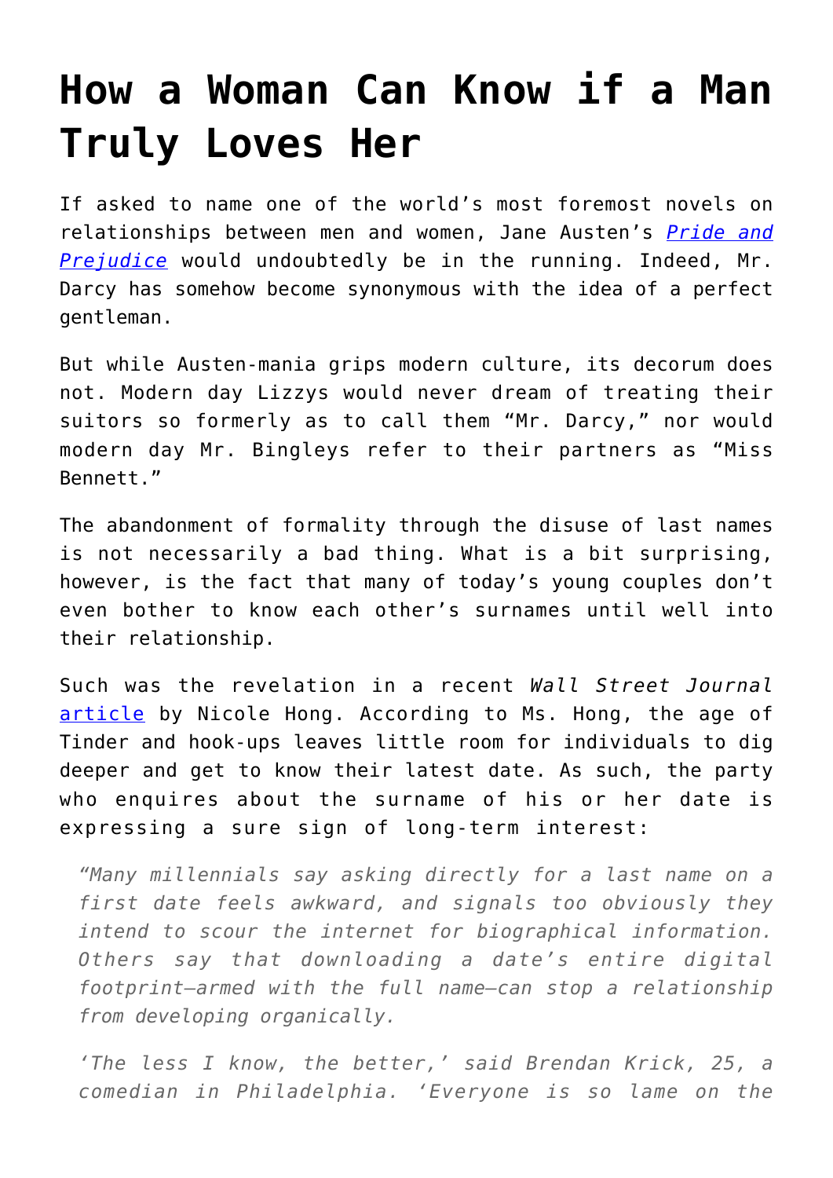# How a Woman Can Know if a Man Truly Loves Her

If asked to name one of the world's most foremost novels on relationships between men and women, Jane Austen's *Pride and Prejudice* would undoubtedly be in the running. Indeed, Mr. Darcy has somehow become synonymous with the idea of a perfect gentleman.

But while Austen-mania grips modern culture, its decorum does not. Modern day Lizzys would never dream of treating their suitors so formerly as to call them "Mr. Darcy," nor would modern day Mr. Bingleys refer to their partners as "Miss Bennett."

The abandonment of formality through the disuse of last names is not necessarily a bad thing. What is a bit surprising, however, is the fact that many of today's young couples don't even bother to know each other's surnames until well into their relationship.

Such was the revelation in a recent *Wall Street Journal* article by Nicole Hong. According to Ms. Hong, the age of Tinder and hook-ups leaves little room for individuals to dig deeper and get to know their latest date. As such, the party who enquires about the surname of his or her date is expressing a sure sign of long-term interest:

> *"Many millennials say asking directly for a last name on a first date feels awkward, and signals too obviously they intend to scour the internet for biographical information. Others say that downloading a date's entire digital footprint—armed with the full name—can stop a relationship from developing organically.*
>
> *'The less I know, the better,' said Brendan Krick, 25, a comedian in Philadelphia. 'Everyone is so lame on the*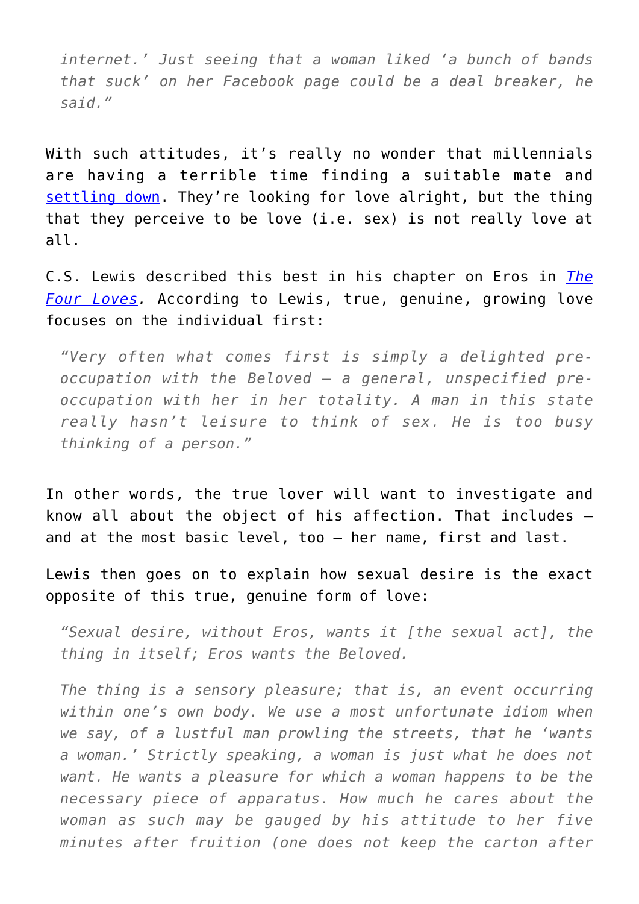> *internet.' Just seeing that a woman liked 'a bunch of bands that suck' on her Facebook page could be a deal breaker, he said."*

With such attitudes, it's really no wonder that millennials are having a terrible time finding a suitable mate and settling down. They're looking for love alright, but the thing that they perceive to be love (i.e. sex) is not really love at all.

C.S. Lewis described this best in his chapter on Eros in *The Four Loves.* According to Lewis, true, genuine, growing love focuses on the individual first:

> *"Very often what comes first is simply a delighted pre-occupation with the Beloved – a general, unspecified pre-occupation with her in her totality. A man in this state really hasn't leisure to think of sex. He is too busy thinking of a person."*

In other words, the true lover will want to investigate and know all about the object of his affection. That includes – and at the most basic level, too – her name, first and last.

Lewis then goes on to explain how sexual desire is the exact opposite of this true, genuine form of love:

> *"Sexual desire, without Eros, wants it [the sexual act], the thing in itself; Eros wants the Beloved.*
>
> *The thing is a sensory pleasure; that is, an event occurring within one's own body. We use a most unfortunate idiom when we say, of a lustful man prowling the streets, that he 'wants a woman.' Strictly speaking, a woman is just what he does not want. He wants a pleasure for which a woman happens to be the necessary piece of apparatus. How much he cares about the woman as such may be gauged by his attitude to her five minutes after fruition (one does not keep the carton after*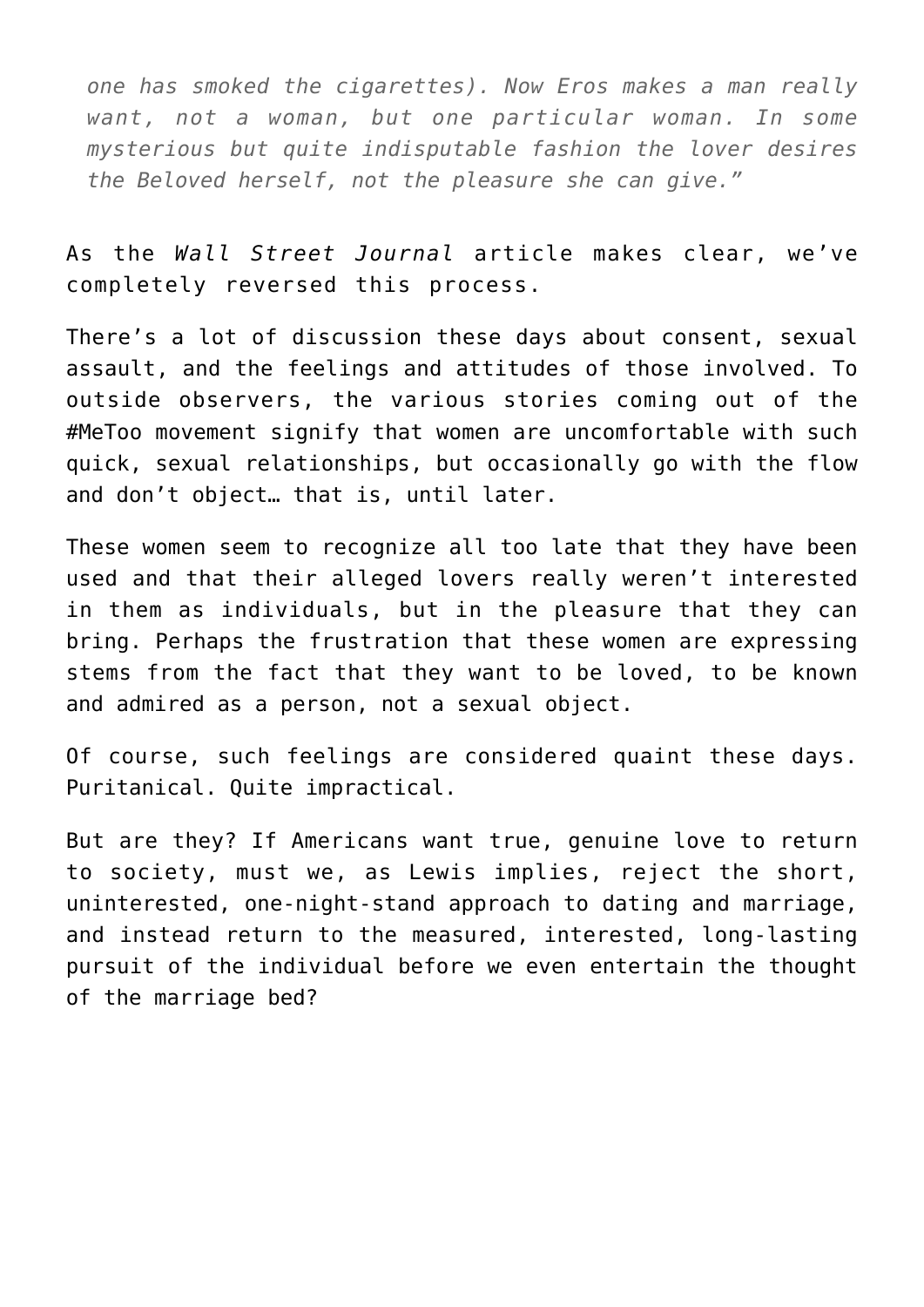> *one has smoked the cigarettes). Now Eros makes a man really want, not a woman, but one particular woman. In some mysterious but quite indisputable fashion the lover desires the Beloved herself, not the pleasure she can give."*

As the *Wall Street Journal* article makes clear, we've completely reversed this process.

There's a lot of discussion these days about consent, sexual assault, and the feelings and attitudes of those involved. To outside observers, the various stories coming out of the #MeToo movement signify that women are uncomfortable with such quick, sexual relationships, but occasionally go with the flow and don't object… that is, until later.

These women seem to recognize all too late that they have been used and that their alleged lovers really weren't interested in them as individuals, but in the pleasure that they can bring. Perhaps the frustration that these women are expressing stems from the fact that they want to be loved, to be known and admired as a person, not a sexual object.

Of course, such feelings are considered quaint these days. Puritanical. Quite impractical.

But are they? If Americans want true, genuine love to return to society, must we, as Lewis implies, reject the short, uninterested, one-night-stand approach to dating and marriage, and instead return to the measured, interested, long-lasting pursuit of the individual before we even entertain the thought of the marriage bed?